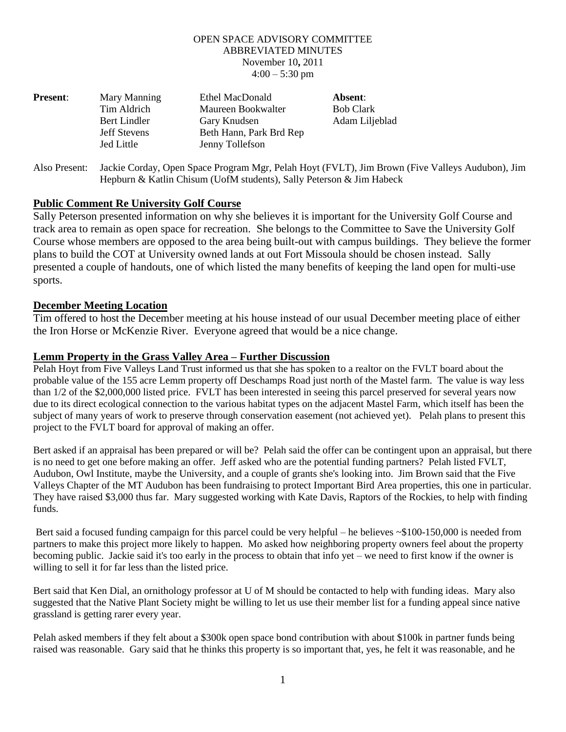OPEN SPACE ADVISORY COMMITTEE
ABBREVIATED MINUTES
November 10**,** 2011
4:00 – 5:30 pm

| **Present**: | | | **Absent**: |
|---|---|---|---|
| | Mary Manning | Ethel MacDonald | Bob Clark |
| | Tim Aldrich | Maureen Bookwalter | Adam Liljeblad |
| | Bert Lindler | Gary Knudsen | |
| | Jeff Stevens | Beth Hann, Park Brd Rep | |
| | Jed Little | Jenny Tollefson | |

Also Present: Jackie Corday, Open Space Program Mgr, Pelah Hoyt (FVLT), Jim Brown (Five Valleys Audubon), Jim Hepburn & Katlin Chisum (UofM students), Sally Peterson & Jim Habeck

## **Public Comment Re University Golf Course**

Sally Peterson presented information on why she believes it is important for the University Golf Course and track area to remain as open space for recreation. She belongs to the Committee to Save the University Golf Course whose members are opposed to the area being built-out with campus buildings. They believe the former plans to build the COT at University owned lands at out Fort Missoula should be chosen instead. Sally presented a couple of handouts, one of which listed the many benefits of keeping the land open for multi-use sports.

## **December Meeting Location**

Tim offered to host the December meeting at his house instead of our usual December meeting place of either the Iron Horse or McKenzie River. Everyone agreed that would be a nice change.

## **Lemm Property in the Grass Valley Area – Further Discussion**

Pelah Hoyt from Five Valleys Land Trust informed us that she has spoken to a realtor on the FVLT board about the probable value of the 155 acre Lemm property off Deschamps Road just north of the Mastel farm. The value is way less than 1/2 of the $2,000,000 listed price. FVLT has been interested in seeing this parcel preserved for several years now due to its direct ecological connection to the various habitat types on the adjacent Mastel Farm, which itself has been the subject of many years of work to preserve through conservation easement (not achieved yet). Pelah plans to present this project to the FVLT board for approval of making an offer.

Bert asked if an appraisal has been prepared or will be? Pelah said the offer can be contingent upon an appraisal, but there is no need to get one before making an offer. Jeff asked who are the potential funding partners? Pelah listed FVLT, Audubon, Owl Institute, maybe the University, and a couple of grants she's looking into. Jim Brown said that the Five Valleys Chapter of the MT Audubon has been fundraising to protect Important Bird Area properties, this one in particular. They have raised $3,000 thus far. Mary suggested working with Kate Davis, Raptors of the Rockies, to help with finding funds.

Bert said a focused funding campaign for this parcel could be very helpful – he believes ~$100-150,000 is needed from partners to make this project more likely to happen. Mo asked how neighboring property owners feel about the property becoming public. Jackie said it's too early in the process to obtain that info yet – we need to first know if the owner is willing to sell it for far less than the listed price.

Bert said that Ken Dial, an ornithology professor at U of M should be contacted to help with funding ideas. Mary also suggested that the Native Plant Society might be willing to let us use their member list for a funding appeal since native grassland is getting rarer every year.

Pelah asked members if they felt about a $300k open space bond contribution with about $100k in partner funds being raised was reasonable. Gary said that he thinks this property is so important that, yes, he felt it was reasonable, and he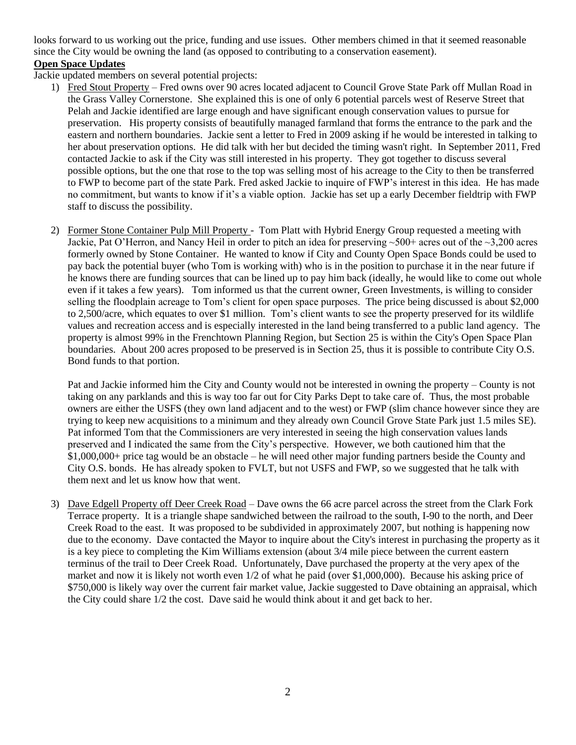looks forward to us working out the price, funding and use issues. Other members chimed in that it seemed reasonable since the City would be owning the land (as opposed to contributing to a conservation easement).

**Open Space Updates**

Jackie updated members on several potential projects:

1) Fred Stout Property – Fred owns over 90 acres located adjacent to Council Grove State Park off Mullan Road in the Grass Valley Cornerstone. She explained this is one of only 6 potential parcels west of Reserve Street that Pelah and Jackie identified are large enough and have significant enough conservation values to pursue for preservation. His property consists of beautifully managed farmland that forms the entrance to the park and the eastern and northern boundaries. Jackie sent a letter to Fred in 2009 asking if he would be interested in talking to her about preservation options. He did talk with her but decided the timing wasn't right. In September 2011, Fred contacted Jackie to ask if the City was still interested in his property. They got together to discuss several possible options, but the one that rose to the top was selling most of his acreage to the City to then be transferred to FWP to become part of the state Park. Fred asked Jackie to inquire of FWP's interest in this idea. He has made no commitment, but wants to know if it's a viable option. Jackie has set up a early December fieldtrip with FWP staff to discuss the possibility.

2) Former Stone Container Pulp Mill Property - Tom Platt with Hybrid Energy Group requested a meeting with Jackie, Pat O'Herron, and Nancy Heil in order to pitch an idea for preserving ~500+ acres out of the ~3,200 acres formerly owned by Stone Container. He wanted to know if City and County Open Space Bonds could be used to pay back the potential buyer (who Tom is working with) who is in the position to purchase it in the near future if he knows there are funding sources that can be lined up to pay him back (ideally, he would like to come out whole even if it takes a few years). Tom informed us that the current owner, Green Investments, is willing to consider selling the floodplain acreage to Tom's client for open space purposes. The price being discussed is about $2,000 to 2,500/acre, which equates to over $1 million. Tom's client wants to see the property preserved for its wildlife values and recreation access and is especially interested in the land being transferred to a public land agency. The property is almost 99% in the Frenchtown Planning Region, but Section 25 is within the City's Open Space Plan boundaries. About 200 acres proposed to be preserved is in Section 25, thus it is possible to contribute City O.S. Bond funds to that portion.

   Pat and Jackie informed him the City and County would not be interested in owning the property – County is not taking on any parklands and this is way too far out for City Parks Dept to take care of. Thus, the most probable owners are either the USFS (they own land adjacent and to the west) or FWP (slim chance however since they are trying to keep new acquisitions to a minimum and they already own Council Grove State Park just 1.5 miles SE). Pat informed Tom that the Commissioners are very interested in seeing the high conservation values lands preserved and I indicated the same from the City's perspective. However, we both cautioned him that the $1,000,000+ price tag would be an obstacle – he will need other major funding partners beside the County and City O.S. bonds. He has already spoken to FVLT, but not USFS and FWP, so we suggested that he talk with them next and let us know how that went.

3) Dave Edgell Property off Deer Creek Road – Dave owns the 66 acre parcel across the street from the Clark Fork Terrace property. It is a triangle shape sandwiched between the railroad to the south, I-90 to the north, and Deer Creek Road to the east. It was proposed to be subdivided in approximately 2007, but nothing is happening now due to the economy. Dave contacted the Mayor to inquire about the City's interest in purchasing the property as it is a key piece to completing the Kim Williams extension (about 3/4 mile piece between the current eastern terminus of the trail to Deer Creek Road. Unfortunately, Dave purchased the property at the very apex of the market and now it is likely not worth even 1/2 of what he paid (over $1,000,000). Because his asking price of $750,000 is likely way over the current fair market value, Jackie suggested to Dave obtaining an appraisal, which the City could share 1/2 the cost. Dave said he would think about it and get back to her.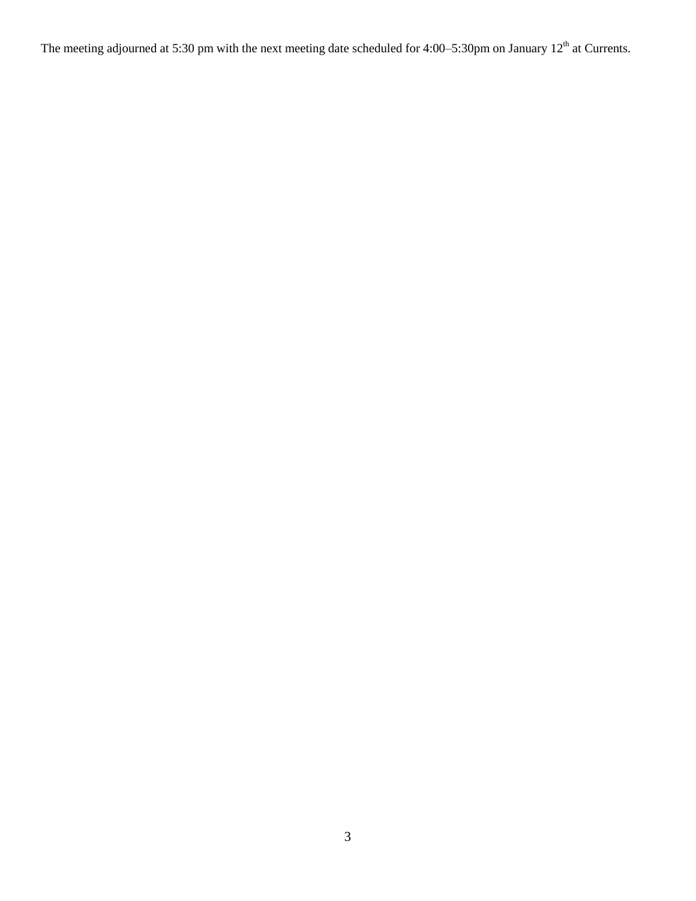The meeting adjourned at 5:30 pm with the next meeting date scheduled for 4:00–5:30pm on January 12th at Currents.